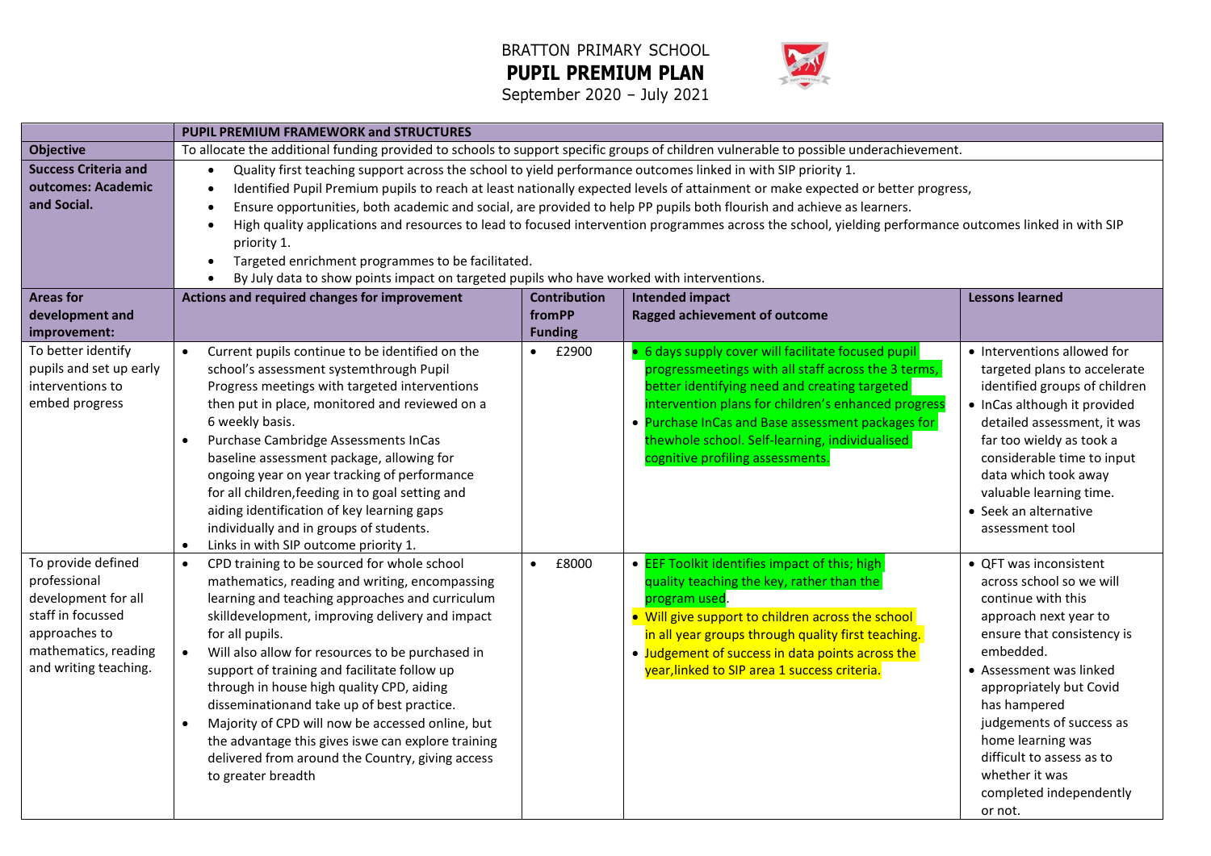BRATTON PRIMARY SCHOOL

# PUPIL PREMIUM PLAN

September 2020 – July 2021

| | PUPIL PREMIUM FRAMEWORK and STRUCTURES | | | |
|---|---|---|---|---|
| **Objective** | To allocate the additional funding provided to schools to support specific groups of children vulnerable to possible underachievement. | | | |
| **Success Criteria and outcomes: Academic and Social.** | • Quality first teaching support across the school to yield performance outcomes linked in with SIP priority 1.<br>• Identified Pupil Premium pupils to reach at least nationally expected levels of attainment or make expected or better progress,<br>• Ensure opportunities, both academic and social, are provided to help PP pupils both flourish and achieve as learners.<br>• High quality applications and resources to lead to focused intervention programmes across the school, yielding performance outcomes linked in with SIP priority 1.<br>• Targeted enrichment programmes to be facilitated.<br>• By July data to show points impact on targeted pupils who have worked with interventions. | | | |
| **Areas for development and improvement:** | **Actions and required changes for improvement** | **Contribution fromPP Funding** | **Intended impact**<br>**Ragged achievement of outcome** | **Lessons learned** |
| To better identify pupils and set up early interventions to embed progress | • Current pupils continue to be identified on the school's assessment systemthrough Pupil Progress meetings with targeted interventions then put in place, monitored and reviewed on a 6 weekly basis.<br>• Purchase Cambridge Assessments InCas baseline assessment package, allowing for ongoing year on year tracking of performance for all children,feeding in to goal setting and aiding identification of key learning gaps individually and in groups of students.<br>• Links in with SIP outcome priority 1. | • £2900 | • 6 days supply cover will facilitate focused pupil progressmeetings with all staff across the 3 terms, better identifying need and creating targeted intervention plans for children's enhanced progress<br>• Purchase InCas and Base assessment packages for thewhole school. Self-learning, individualised cognitive profiling assessments. | • Interventions allowed for targeted plans to accelerate identified groups of children<br>• InCas although it provided detailed assessment, it was far too wieldy as took a considerable time to input data which took away valuable learning time.<br>• Seek an alternative assessment tool |
| To provide defined professional development for all staff in focussed approaches to mathematics, reading and writing teaching. | • CPD training to be sourced for whole school mathematics, reading and writing, encompassing learning and teaching approaches and curriculum skilldevelopment, improving delivery and impact for all pupils.<br>• Will also allow for resources to be purchased in support of training and facilitate follow up through in house high quality CPD, aiding disseminationand take up of best practice.<br>• Majority of CPD will now be accessed online, but the advantage this gives iswe can explore training delivered from around the Country, giving access to greater breadth | • £8000 | • EEF Toolkit identifies impact of this; high quality teaching the key, rather than the program used.<br>• Will give support to children across the school in all year groups through quality first teaching.<br>• Judgement of success in data points across the year,linked to SIP area 1 success criteria. | • QFT was inconsistent across school so we will continue with this approach next year to ensure that consistency is embedded.<br>• Assessment was linked appropriately but Covid has hampered judgements of success as home learning was difficult to assess as to whether it was completed independently or not. |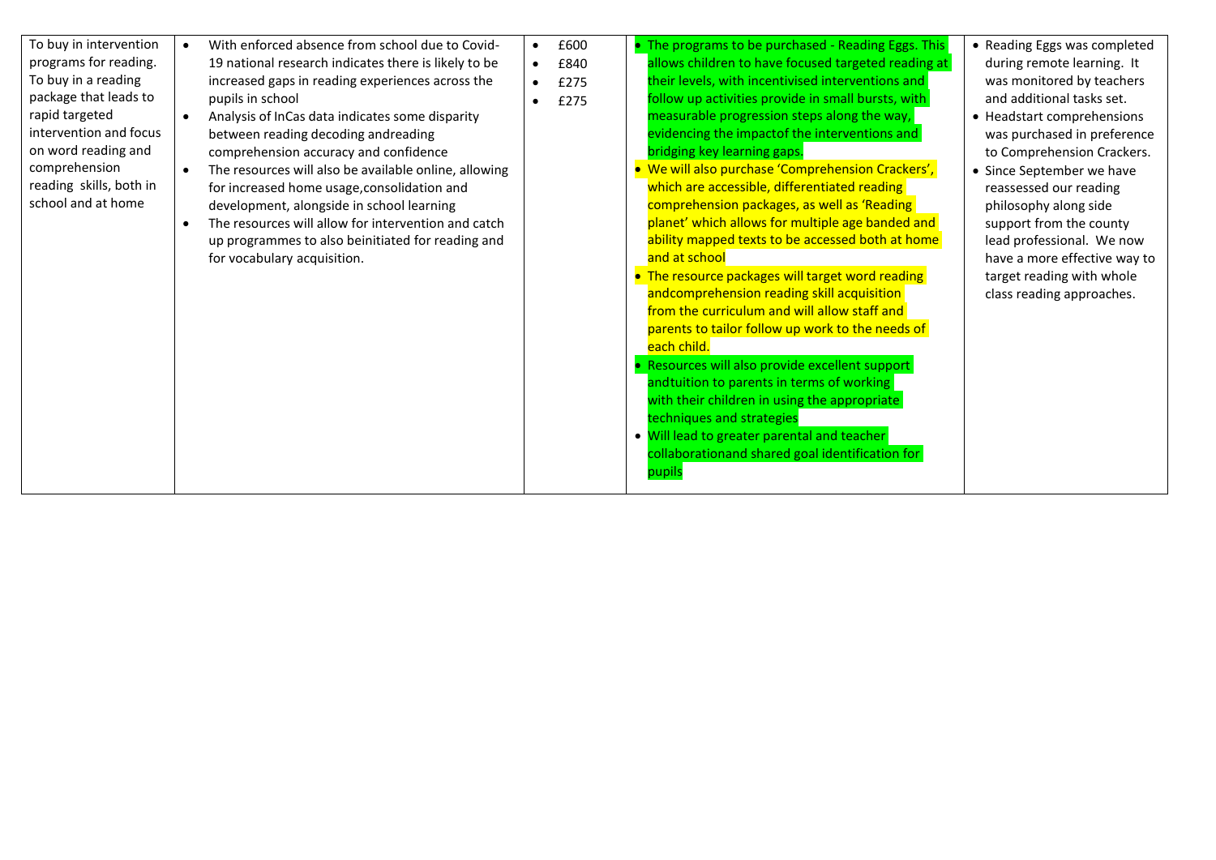| | | | | |
|---|---|---|---|---|
| To buy in intervention programs for reading. To buy in a reading package that leads to rapid targeted intervention and focus on word reading and comprehension reading skills, both in school and at home | • With enforced absence from school due to Covid-19 national research indicates there is likely to be increased gaps in reading experiences across the pupils in school<br>• Analysis of InCas data indicates some disparity between reading decoding andreading comprehension accuracy and confidence<br>• The resources will also be available online, allowing for increased home usage,consolidation and development, alongside in school learning<br>• The resources will allow for intervention and catch up programmes to also beinitiated for reading and for vocabulary acquisition. | • £600<br>• £840<br>• £275<br>• £275 | • The programs to be purchased - Reading Eggs. This allows children to have focused targeted reading at their levels, with incentivised interventions and follow up activities provide in small bursts, with measurable progression steps along the way, evidencing the impactof the interventions and bridging key learning gaps.<br>• We will also purchase 'Comprehension Crackers', which are accessible, differentiated reading comprehension packages, as well as 'Reading planet' which allows for multiple age banded and ability mapped texts to be accessed both at home and at school<br>• The resource packages will target word reading andcomprehension reading skill acquisition from the curriculum and will allow staff and parents to tailor follow up work to the needs of each child.<br>• Resources will also provide excellent support andtuition to parents in terms of working with their children in using the appropriate techniques and strategies<br>• Will lead to greater parental and teacher collaborationand shared goal identification for pupils | • Reading Eggs was completed during remote learning. It was monitored by teachers and additional tasks set.<br>• Headstart comprehensions was purchased in preference to Comprehension Crackers.<br>• Since September we have reassessed our reading philosophy along side support from the county lead professional. We now have a more effective way to target reading with whole class reading approaches. |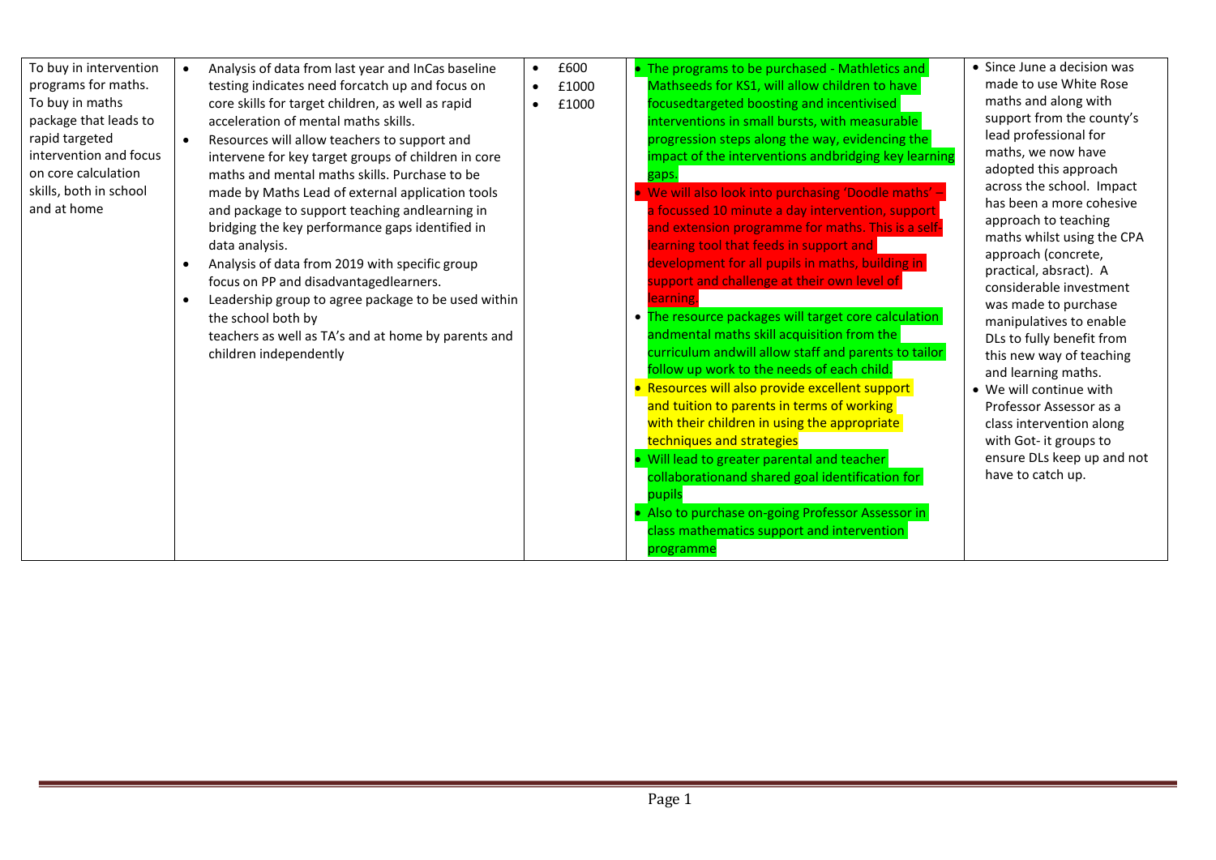| | | | | |
|---|---|---|---|---|
| To buy in intervention programs for maths. To buy in maths package that leads to rapid targeted intervention and focus on core calculation skills, both in school and at home | • Analysis of data from last year and InCas baseline testing indicates need forcatch up and focus on core skills for target children, as well as rapid acceleration of mental maths skills.<br>• Resources will allow teachers to support and intervene for key target groups of children in core maths and mental maths skills. Purchase to be made by Maths Lead of external application tools and package to support teaching andlearning in bridging the key performance gaps identified in data analysis.<br>• Analysis of data from 2019 with specific group focus on PP and disadvantagedlearners.<br>• Leadership group to agree package to be used within the school both by teachers as well as TA's and at home by parents and children independently | • £600<br>• £1000<br>• £1000 | • The programs to be purchased - Mathletics and Mathseeds for KS1, will allow children to have focusedtargeted boosting and incentivised interventions in small bursts, with measurable progression steps along the way, evidencing the impact of the interventions andbridging key learning gaps.<br>• We will also look into purchasing 'Doodle maths' – a focussed 10 minute a day intervention, support and extension programme for maths. This is a self-learning tool that feeds in support and development for all pupils in maths, building in support and challenge at their own level of learning.<br>• The resource packages will target core calculation andmental maths skill acquisition from the curriculum andwill allow staff and parents to tailor follow up work to the needs of each child.<br>• Resources will also provide excellent support and tuition to parents in terms of working with their children in using the appropriate techniques and strategies<br>• Will lead to greater parental and teacher collaborationand shared goal identification for pupils<br>• Also to purchase on-going Professor Assessor in class mathematics support and intervention programme | • Since June a decision was made to use White Rose maths and along with support from the county's lead professional for maths, we now have adopted this approach across the school. Impact has been a more cohesive approach to teaching maths whilst using the CPA approach (concrete, practical, absract). A considerable investment was made to purchase manipulatives to enable DLs to fully benefit from this new way of teaching and learning maths.<br>• We will continue with Professor Assessor as a class intervention along with Got- it groups to ensure DLs keep up and not have to catch up. |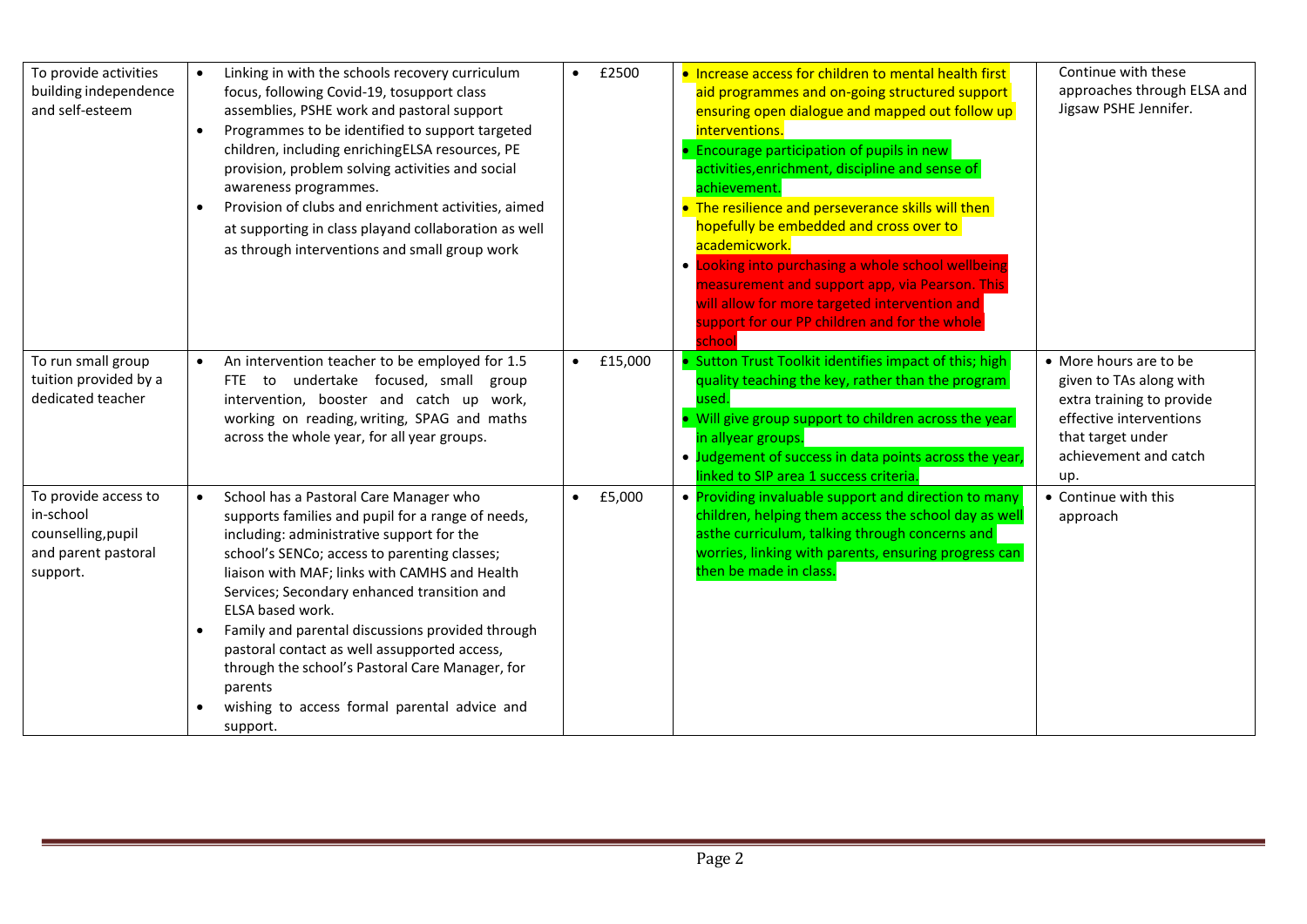| To provide activities building independence and self-esteem | • Linking in with the schools recovery curriculum focus, following Covid-19, tosupport class assemblies, PSHE work and pastoral support<br>• Programmes to be identified to support targeted children, including enrichingELSA resources, PE provision, problem solving activities and social awareness programmes.<br>• Provision of clubs and enrichment activities, aimed at supporting in class playand collaboration as well as through interventions and small group work | • £2500 | • Increase access for children to mental health first aid programmes and on-going structured support ensuring open dialogue and mapped out follow up interventions.<br>• Encourage participation of pupils in new activities,enrichment, discipline and sense of achievement.<br>• The resilience and perseverance skills will then hopefully be embedded and cross over to academicwork.<br>• Looking into purchasing a whole school wellbeing measurement and support app, via Pearson. This will allow for more targeted intervention and support for our PP children and for the whole school | Continue with these approaches through ELSA and Jigsaw PSHE Jennifer. |
|---|---|---|---|---|
| To run small group tuition provided by a dedicated teacher | • An intervention teacher to be employed for 1.5 FTE to undertake focused, small group intervention, booster and catch up work, working on reading, writing, SPAG and maths across the whole year, for all year groups. | • £15,000 | • Sutton Trust Toolkit identifies impact of this; high quality teaching the key, rather than the program used.<br>• Will give group support to children across the year in allyear groups.<br>• Judgement of success in data points across the year, linked to SIP area 1 success criteria. | • More hours are to be given to TAs along with extra training to provide effective interventions that target under achievement and catch up. |
| To provide access to in-school counselling,pupil and parent pastoral support. | • School has a Pastoral Care Manager who supports families and pupil for a range of needs, including: administrative support for the school's SENCo; access to parenting classes; liaison with MAF; links with CAMHS and Health Services; Secondary enhanced transition and ELSA based work.<br>• Family and parental discussions provided through pastoral contact as well assupported access, through the school's Pastoral Care Manager, for parents<br>• wishing to access formal parental advice and support. | • £5,000 | • Providing invaluable support and direction to many children, helping them access the school day as well asthe curriculum, talking through concerns and worries, linking with parents, ensuring progress can then be made in class. | • Continue with this approach |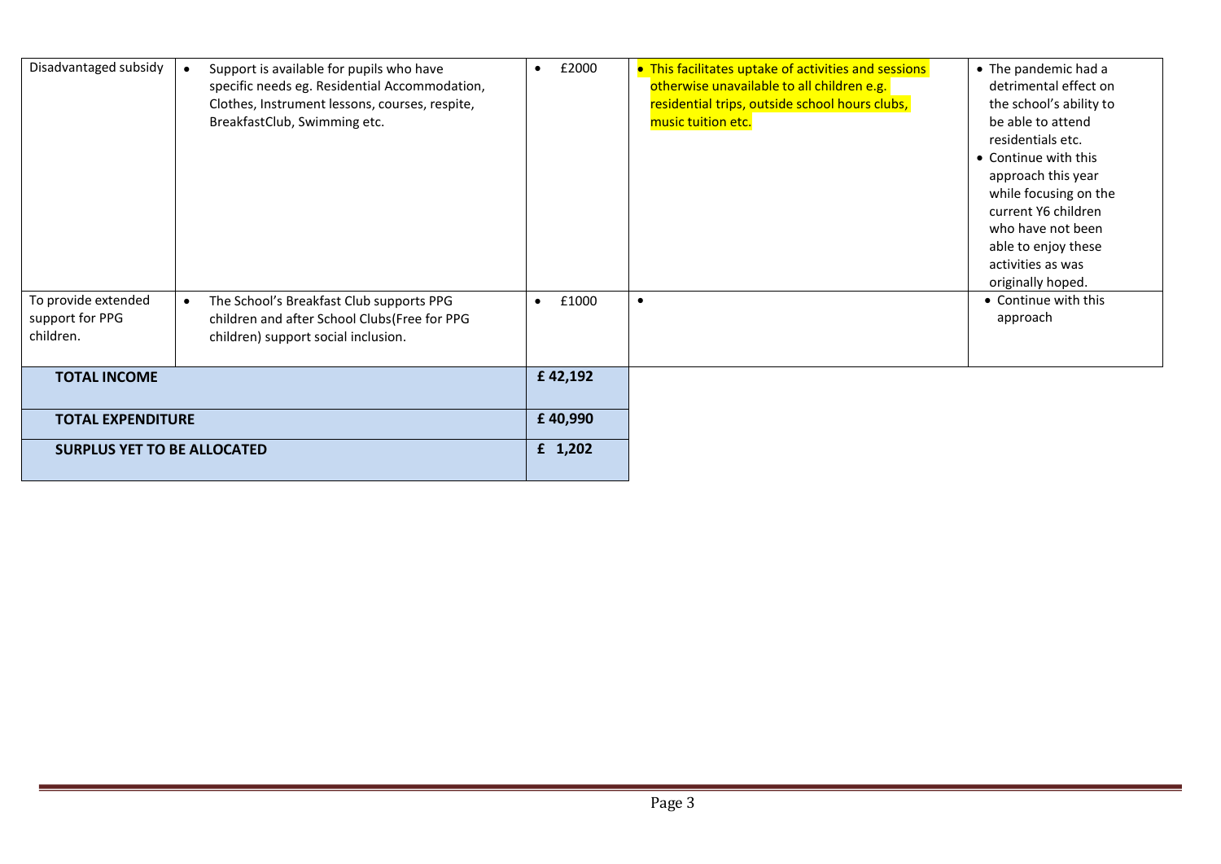| | | | | |
|---|---|---|---|---|
| Disadvantaged subsidy | • Support is available for pupils who have specific needs eg. Residential Accommodation, Clothes, Instrument lessons, courses, respite, BreakfastClub, Swimming etc. | • £2000 | • This facilitates uptake of activities and sessions otherwise unavailable to all children e.g. residential trips, outside school hours clubs, music tuition etc. | • The pandemic had a detrimental effect on the school's ability to be able to attend residentials etc.<br>• Continue with this approach this year while focusing on the current Y6 children who have not been able to enjoy these activities as was originally hoped. |
| To provide extended support for PPG children. | • The School's Breakfast Club supports PPG children and after School Clubs(Free for PPG children) support social inclusion. | • £1000 | • | • Continue with this approach |
| **TOTAL INCOME** | | **£ 42,192** | | |
| **TOTAL EXPENDITURE** | | **£ 40,990** | | |
| **SURPLUS YET TO BE ALLOCATED** | | **£ 1,202** | | |